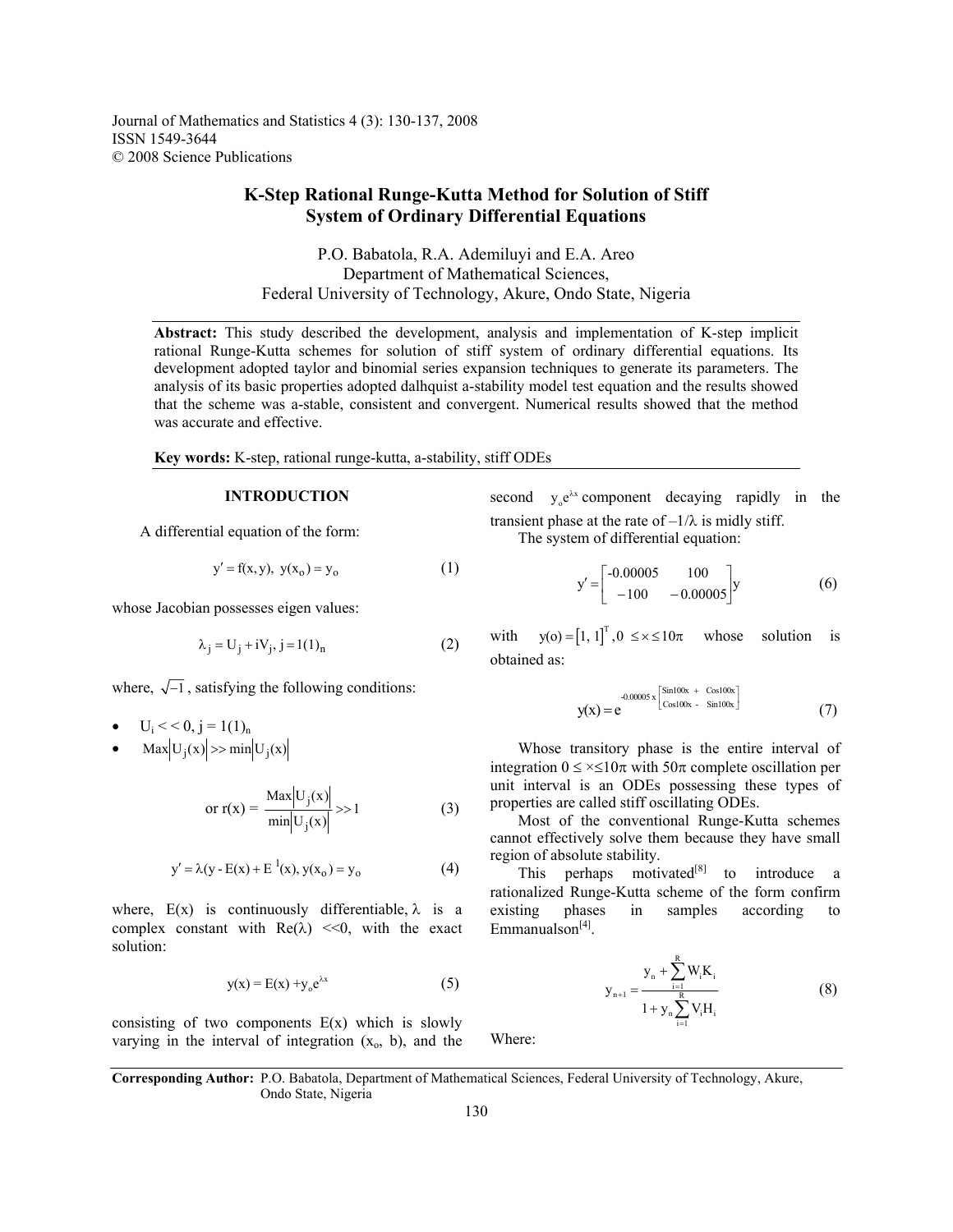Journal of Mathematics and Statistics 4 (3): 130-137, 2008
ISSN 1549-3644
© 2008 Science Publications

# K-Step Rational Runge-Kutta Method for Solution of Stiff System of Ordinary Differential Equations

P.O. Babatola, R.A. Ademiluyi and E.A. Areo
Department of Mathematical Sciences,
Federal University of Technology, Akure, Ondo State, Nigeria

**Abstract:** This study described the development, analysis and implementation of K-step implicit rational Runge-Kutta schemes for solution of stiff system of ordinary differential equations. Its development adopted taylor and binomial series expansion techniques to generate its parameters. The analysis of its basic properties adopted dalhquist a-stability model test equation and the results showed that the scheme was a-stable, consistent and convergent. Numerical results showed that the method was accurate and effective.

**Key words:** K-step, rational runge-kutta, a-stability, stiff ODEs

## INTRODUCTION

A differential equation of the form:

$$y' = f(x, y), \ y(x_o) = y_o \tag{1}$$

whose Jacobian possesses eigen values:

$$\lambda_j = U_j + iV_j, \ j = 1(1)_n \tag{2}$$

where, $\sqrt{-1}$, satisfying the following conditions:

- $U_i << 0, \ j = 1(1)_n$
- $\text{Max}\left|U_j(x)\right| >> \min\left|U_j(x)\right|$

$$\text{or } r(x) = \frac{\text{Max}\left|U_j(x)\right|}{\min\left|U_j(x)\right|} >> 1 \tag{3}$$

$$y' = \lambda(y - E(x) + E^1(x), y(x_o) = y_o \tag{4}$$

where, $E(x)$ is continuously differentiable, $\lambda$ is a complex constant with $\text{Re}(\lambda)$ <<0, with the exact solution:

$$y(x) = E(x) + y_o e^{\lambda x} \tag{5}$$

consisting of two components $E(x)$ which is slowly varying in the interval of integration ($x_o$, b), and the second $y_o e^{\lambda x}$ component decaying rapidly in the transient phase at the rate of $-1/\lambda$ is midly stiff.

The system of differential equation:

$$y' = \begin{bmatrix} -0.00005 & 100 \\ -100 & -0.00005 \end{bmatrix} y \tag{6}$$

with $y(o) = [1, 1]^T, 0 \leq x \leq 10\pi$ whose solution is obtained as:

$$y(x) = e^{-0.00005\, x \begin{bmatrix} \text{Sin}100x & + & \text{Cos}100x \\ \text{Cos}100x & - & \text{Sin}100x \end{bmatrix}} \tag{7}$$

Whose transitory phase is the entire interval of integration $0 \leq x \leq 10\pi$ with $50\pi$ complete oscillation per unit interval is an ODEs possessing these types of properties are called stiff oscillating ODEs.

Most of the conventional Runge-Kutta schemes cannot effectively solve them because they have small region of absolute stability.

This perhaps motivated[8] to introduce a rationalized Runge-Kutta scheme of the form confirm existing phases in samples according to Emmanualson[4].

$$y_{n+1} = \frac{y_n + \sum_{i=1}^{R} W_i K_i}{1 + y_n \sum_{i=1}^{R} V_i H_i} \tag{8}$$

Where:

**Corresponding Author:** P.O. Babatola, Department of Mathematical Sciences, Federal University of Technology, Akure, Ondo State, Nigeria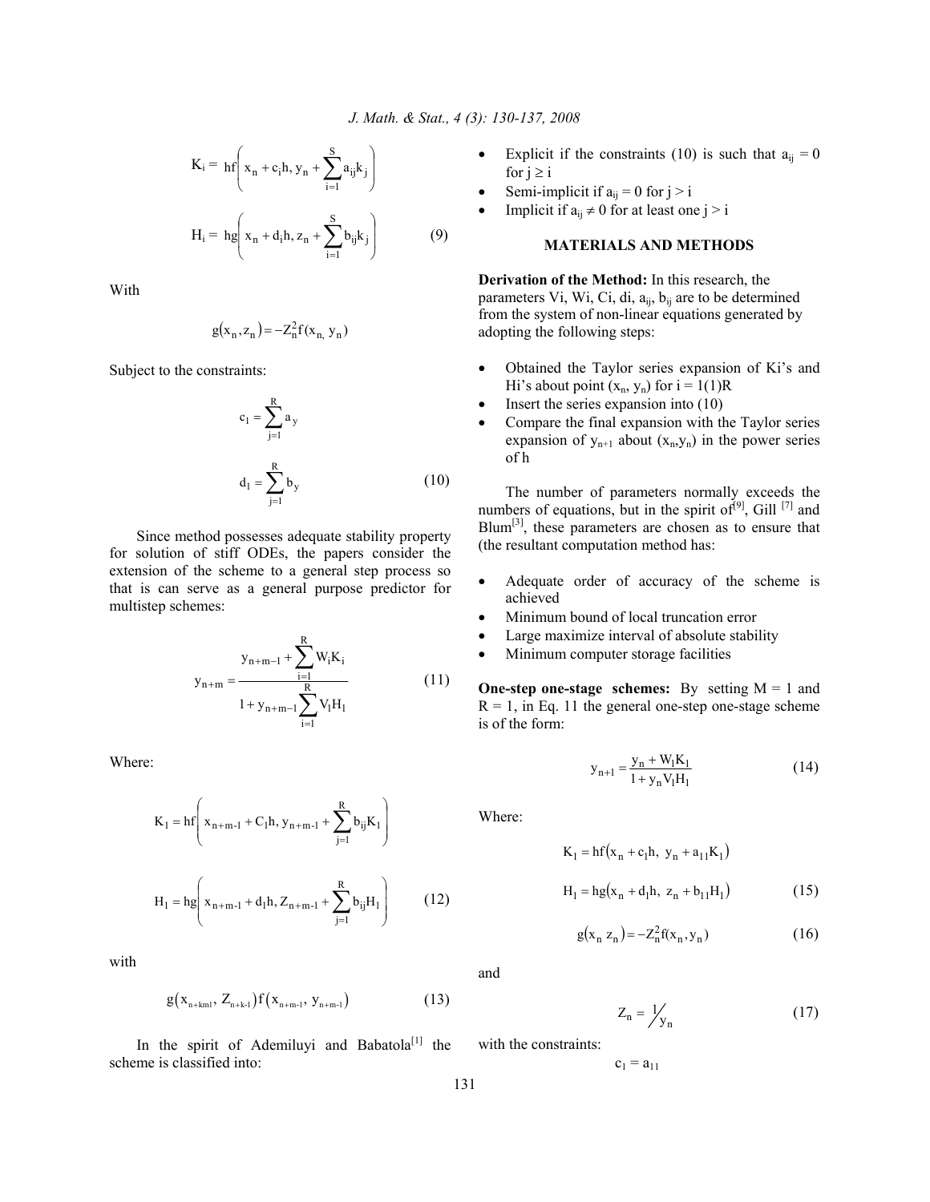$$K_i = hf\left(x_n + c_i h, y_n + \sum_{i=1}^{S} a_{ij} k_j\right)$$

$$H_i = hg\left(x_n + d_i h, z_n + \sum_{i=1}^{S} b_{ij} k_j\right) \quad (9)$$

With

$$g(x_n, z_n) = -Z_n^2 f(x_{n,} y_n)$$

Subject to the constraints:

$$c_1 = \sum_{j=1}^{R} a_y$$

$$d_1 = \sum_{j=1}^{R} b_y \quad (10)$$

Since method possesses adequate stability property for solution of stiff ODEs, the papers consider the extension of the scheme to a general step process so that is can serve as a general purpose predictor for multistep schemes:

$$y_{n+m} = \frac{y_{n+m-1} + \sum_{i=1}^{R} W_i K_i}{1 + y_{n+m-1} \sum_{i=1}^{R} V_1 H_1} \quad (11)$$

Where:

$$K_1 = hf\left(x_{n+m-1} + C_1 h, y_{n+m-1} + \sum_{j=1}^{R} b_{ij} K_1\right)$$

$$H_1 = hg\left(x_{n+m-1} + d_1 h, Z_{n+m-1} + \sum_{j=1}^{R} b_{ij} H_1\right) \quad (12)$$

with

$$g(x_{n+kml}, Z_{n+k-1}) f(x_{n+m-1}, y_{n+m-1}) \quad (13)$$

In the spirit of Ademiluyi and Babatola[1] the scheme is classified into:

- Explicit if the constraints (10) is such that $a_{ij} = 0$ for $j \geq i$
- Semi-implicit if $a_{ij} = 0$ for $j > i$
- Implicit if $a_{ij} \neq 0$ for at least one $j > i$

## MATERIALS AND METHODS

**Derivation of the Method:** In this research, the parameters Vi, Wi, Ci, di, $a_{ij}$, $b_{ij}$ are to be determined from the system of non-linear equations generated by adopting the following steps:

- Obtained the Taylor series expansion of Ki's and Hi's about point $(x_n, y_n)$ for $i = 1(1)R$
- Insert the series expansion into (10)
- Compare the final expansion with the Taylor series expansion of $y_{n+1}$ about $(x_n, y_n)$ in the power series of h

The number of parameters normally exceeds the numbers of equations, but in the spirit of[9], Gill [7] and Blum[3], these parameters are chosen as to ensure that (the resultant computation method has:

- Adequate order of accuracy of the scheme is achieved
- Minimum bound of local truncation error
- Large maximize interval of absolute stability
- Minimum computer storage facilities

**One-step one-stage schemes:** By setting M = 1 and R = 1, in Eq. 11 the general one-step one-stage scheme is of the form:

$$y_{n+1} = \frac{y_n + W_1 K_1}{1 + y_n V_1 H_1} \quad (14)$$

Where:

$$K_1 = hf(x_n + c_1 h,\ y_n + a_{11} K_1)$$

$$H_1 = hg(x_n + d_1 h,\ z_n + b_{11} H_1) \quad (15)$$

$$g(x_n\ z_n) = -Z_n^2 f(x_n, y_n) \quad (16)$$

and

$$Z_n = 1/y_n \quad (17)$$

with the constraints:

$$c_1 = a_{11}$$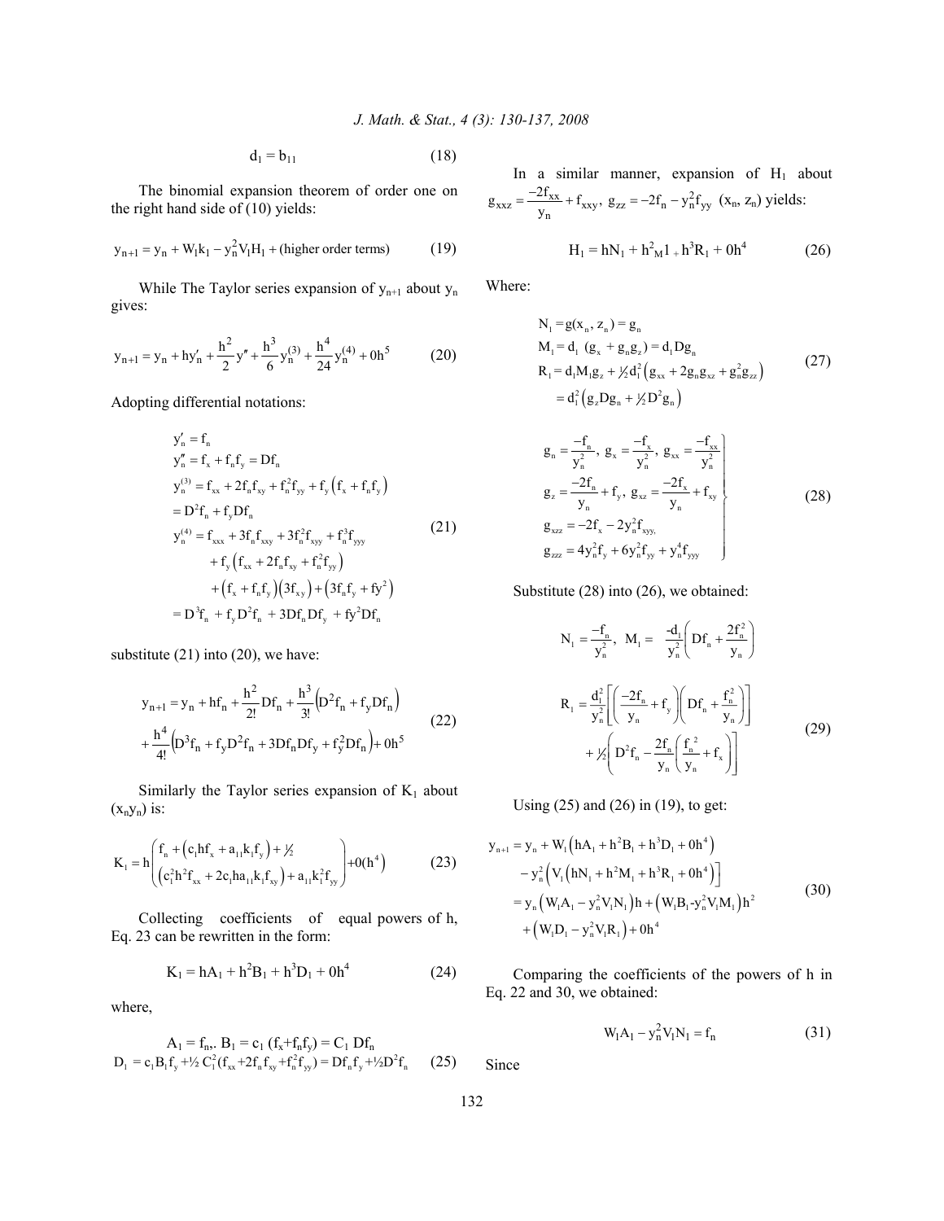$$d_1 = b_{11} \tag{18}$$

The binomial expansion theorem of order one on the right hand side of (10) yields:

$$y_{n+1} = y_n + W_1 k_1 - y_n^2 V_1 H_1 + \text{(higher order terms)} \tag{19}$$

While The Taylor series expansion of $y_{n+1}$ about $y_n$ gives:

$$y_{n+1} = y_n + hy_n' + \frac{h^2}{2} y'' + \frac{h^3}{6} y_n^{(3)} + \frac{h^4}{24} y_n^{(4)} + 0h^5 \tag{20}$$

Adopting differential notations:

$$\begin{aligned}
y_n' &= f_n \\
y_n'' &= f_x + f_n f_y = Df_n \\
y_n^{(3)} &= f_{xx} + 2f_n f_{xy} + f_n^2 f_{yy} + f_y\left(f_x + f_n f_y\right) \\
&= D^2 f_n + f_y Df_n \\
y_n^{(4)} &= f_{xxx} + 3f_n f_{xxy} + 3f_n^2 f_{xyy} + f_n^3 f_{yyy} \\
&\quad + f_y\left(f_{xx} + 2f_n f_{xy} + f_n^2 f_{yy}\right) \\
&\quad + \left(f_x + f_n f_y\right)\left(3f_{xy}\right) + \left(3f_n f_y + fy^2\right) \\
&= D^3 f_n + f_y D^2 f_n + 3Df_n Df_y + fy^2 Df_n
\end{aligned} \tag{21}$$

substitute (21) into (20), we have:

$$\begin{aligned}
y_{n+1} &= y_n + hf_n + \frac{h^2}{2!} Df_n + \frac{h^3}{3!}\left(D^2 f_n + f_y Df_n\right) \\
&+ \frac{h^4}{4!}\left(D^3 f_n + f_y D^2 f_n + 3Df_n Df_y + f_y^2 Df_n\right) + 0h^5
\end{aligned} \tag{22}$$

Similarly the Taylor series expansion of $K_1$ about $(x_n y_n)$ is:

$$K_1 = h\begin{pmatrix} f_n + \left(c_1 hf_x + a_{11} k_1 f_y\right) + \tfrac{1}{2} \\ \left(c_1^2 h^2 f_{xx} + 2c_1 ha_{11} k_1 f_{xy}\right) + a_{11} k_1^2 f_{yy} \end{pmatrix} + 0(h^4) \tag{23}$$

Collecting coefficients of equal powers of h, Eq. 23 can be rewritten in the form:

$$K_1 = hA_1 + h^2 B_1 + h^3 D_1 + 0h^4 \tag{24}$$

where,

$$\begin{aligned}
&A_1 = f_n,\ B_1 = c_1\left(f_x + f_n f_y\right) = C_1 Df_n \\
&D_1 = c_1 B_1 f_y + \tfrac{1}{2} C_1^2 \left(f_{xx} + 2f_n f_{xy} + f_n^2 f_{yy}\right) = Df_n f_y + \tfrac{1}{2} D^2 f_n
\end{aligned} \tag{25}$$

In a similar manner, expansion of $H_1$ about $g_{xxz} = \dfrac{-2f_{xx}}{y_n} + f_{xxy},\ g_{zz} = -2f_n - y_n^2 f_{yy}$ $(x_n, z_n)$ yields:

$$H_1 = hN_1 + h^2 M_1 + h^3 R_1 + 0h^4 \tag{26}$$

Where:

$$\begin{aligned}
N_1 &= g(x_n, z_n) = g_n \\
M_1 &= d_1\left(g_x + g_n g_z\right) = d_1 Dg_n \\
R_1 &= d_1 M_1 g_z + \tfrac{1}{2} d_1^2 \left(g_{xx} + 2g_n g_{xz} + g_n^2 g_{zz}\right) \\
&= d_1^2\left(g_z Dg_n + \tfrac{1}{2} D^2 g_n\right)
\end{aligned} \tag{27}$$

$$\left.\begin{aligned}
&g_n = \frac{-f_n}{y_n^2},\ g_x = \frac{-f_x}{y_n^2},\ g_{xx} = \frac{-f_{xx}}{y_n^2} \\
&g_z = \frac{-2f_n}{y_n} + f_y,\ g_{xz} = \frac{-2f_x}{y_n} + f_{xy} \\
&g_{xzz} = -2f_x - 2y_n^2 f_{xyy,} \\
&g_{zzz} = 4y_n^2 f_y + 6y_n^2 f_{yy} + y_n^4 f_{yyy}
\end{aligned}\right\} \tag{28}$$

Substitute (28) into (26), we obtained:

$$N_1 = \frac{-f_n}{y_n^2},\ M_1 = \frac{-d_1}{y_n^2}\left(Df_n + \frac{2f_n^2}{y_n}\right)$$

$$\begin{aligned}
R_1 = \frac{d_1^2}{y_n^2}\Bigg[&\left(\frac{-2f_n}{y_n} + f_y\right)\left(Df_n + \frac{f_n^2}{y_n}\right) \\
&+ \tfrac{1}{2}\left(D^2 f_n - \frac{2f_n}{y_n}\left(\frac{f_n^2}{y_n} + f_x\right)\right)\Bigg]
\end{aligned} \tag{29}$$

Using (25) and (26) in (19), to get:

$$\begin{aligned}
y_{n+1} &= y_n + W_1\left(hA_1 + h^2 B_1 + h^3 D_1 + 0h^4\right) \\
&\quad - y_n^2\left(V_1\left(hN_1 + h^2 M_1 + h^3 R_1 + 0h^4\right)\right] \\
&= y_n\left(W_1 A_1 - y_n^2 V_1 N_1\right)h + \left(W_1 B_1 - y_n^2 V_1 M_1\right)h^2 \\
&\quad + \left(W_1 D_1 - y_n^2 V_1 R_1\right) + 0h^4
\end{aligned} \tag{30}$$

Comparing the coefficients of the powers of h in Eq. 22 and 30, we obtained:

$$W_1 A_1 - y_n^2 V_1 N_1 = f_n \tag{31}$$

Since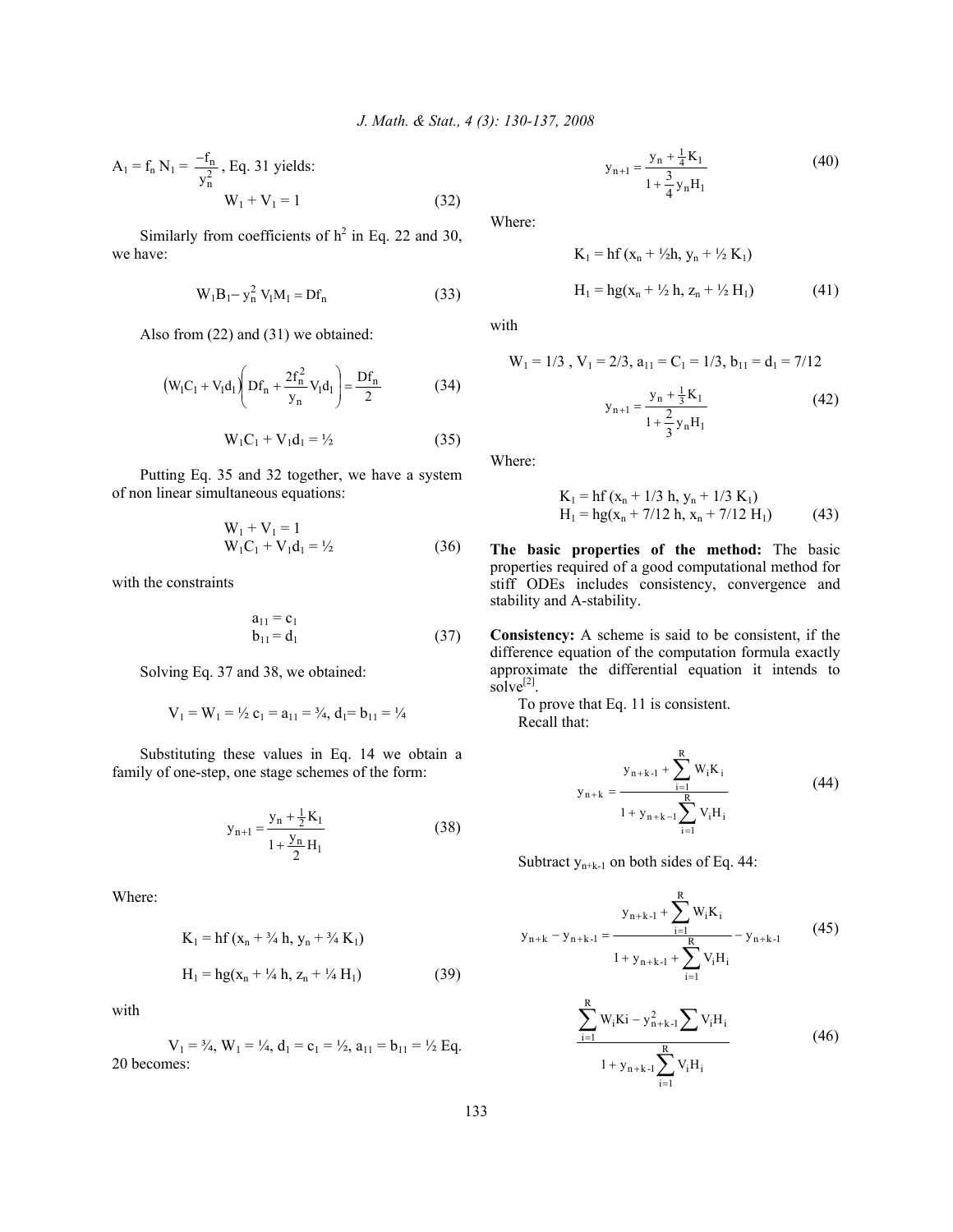$A_1 = f_n N_1 = \frac{-f_n}{y_n^2}$, Eq. 31 yields:

$$W_1 + V_1 = 1 \tag{32}$$

Similarly from coefficients of $h^2$ in Eq. 22 and 30, we have:

$$W_1B_1 - y_n^2 V_1M_1 = Df_n \tag{33}$$

Also from (22) and (31) we obtained:

$$\left(W_1C_1 + V_1d_1\right)\left(Df_n + \frac{2f_n^2}{y_n}V_1d_1\right) = \frac{Df_n}{2} \tag{34}$$

$$W_1C_1 + V_1d_1 = ½ \tag{35}$$

Putting Eq. 35 and 32 together, we have a system of non linear simultaneous equations:

$$\begin{aligned} W_1 + V_1 &= 1 \\ W_1C_1 + V_1d_1 &= ½ \end{aligned} \tag{36}$$

with the constraints

$$\begin{aligned} a_{11} &= c_1 \\ b_{11} &= d_1 \end{aligned} \tag{37}$$

Solving Eq. 37 and 38, we obtained:

$$V_1 = W_1 = ½ \; c_1 = a_{11} = ¾,\; d_1 = b_{11} = ¼$$

Substituting these values in Eq. 14 we obtain a family of one-step, one stage schemes of the form:

$$y_{n+1} = \frac{y_n + \frac{1}{2}K_1}{1 + \frac{y_n}{2}H_1} \tag{38}$$

Where:

$$\begin{aligned} K_1 &= hf\,(x_n + ¾\,h,\; y_n + ¾\,K_1) \\ H_1 &= hg(x_n + ¼\,h,\; z_n + ¼\,H_1) \end{aligned} \tag{39}$$

with

$V_1 = ¾$, $W_1 = ¼$, $d_1 = c_1 = ½$, $a_{11} = b_{11} = ½$ Eq. 20 becomes:

$$y_{n+1} = \frac{y_n + \frac{1}{4}K_1}{1 + \frac{3}{4}y_nH_1} \tag{40}$$

Where:

$$\begin{aligned} K_1 &= hf\,(x_n + ½h,\; y_n + ½\,K_1) \\ H_1 &= hg(x_n + ½\,h,\; z_n + ½\,H_1) \end{aligned} \tag{41}$$

with

$$W_1 = 1/3,\; V_1 = 2/3,\; a_{11} = C_1 = 1/3,\; b_{11} = d_1 = 7/12$$

$$y_{n+1} = \frac{y_n + \frac{1}{3}K_1}{1 + \frac{2}{3}y_nH_1} \tag{42}$$

Where:

$$\begin{aligned} K_1 &= hf\,(x_n + 1/3\,h,\; y_n + 1/3\,K_1) \\ H_1 &= hg(x_n + 7/12\,h,\; x_n + 7/12\,H_1) \end{aligned} \tag{43}$$

**The basic properties of the method:** The basic properties required of a good computational method for stiff ODEs includes consistency, convergence and stability and A-stability.

**Consistency:** A scheme is said to be consistent, if the difference equation of the computation formula exactly approximate the differential equation it intends to solve[2].

To prove that Eq. 11 is consistent.

Recall that:

$$y_{n+k} = \frac{y_{n+k-1} + \sum_{i=1}^{R} W_iK_i}{1 + y_{n+k-1}\sum_{i=1}^{R} V_iH_i} \tag{44}$$

Subtract $y_{n+k-1}$ on both sides of Eq. 44:

$$y_{n+k} - y_{n+k-1} = \frac{y_{n+k-1} + \sum_{i=1}^{R} W_iK_i}{1 + y_{n+k-1} + \sum_{i=1}^{R} V_iH_i} - y_{n+k-1} \tag{45}$$

$$\frac{\sum_{i=1}^{R} W_iKi - y_{n+k-1}^2 \sum V_iH_i}{1 + y_{n+k-1}\sum_{i=1}^{R} V_iH_i} \tag{46}$$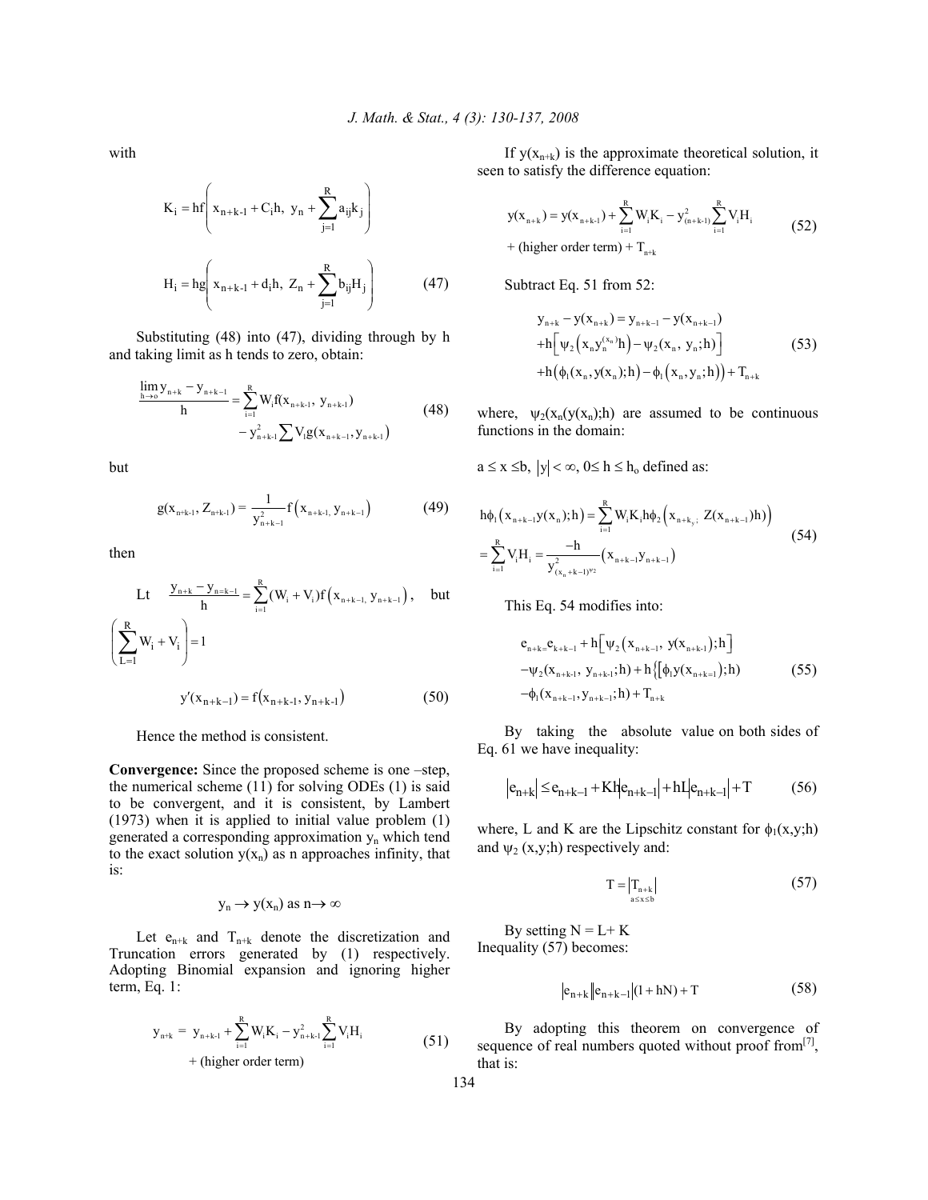with

$$K_i = hf\left(x_{n+k-1} + C_i h,\ y_n + \sum_{j=1}^{R} a_{ij} k_j\right)$$

$$H_i = hg\left(x_{n+k-1} + d_i h,\ Z_n + \sum_{j=1}^{R} b_{ij} H_j\right) \tag{47}$$

Substituting (48) into (47), dividing through by h and taking limit as h tends to zero, obtain:

$$\frac{\lim_{h\to o} y_{n+k} - y_{n+k-1}}{h} = \sum_{i=1}^{R} W_i f(x_{n+k-1},\ y_{n+k-1}) - y^2_{n+k-1} \sum V_i g(x_{n+k-1}, y_{n+k-1}) \tag{48}$$

but

$$g(x_{n+k-1}, Z_{n+k-1}) = \frac{1}{y^2_{n+k-1}} f\left(x_{n+k-1,}\ y_{n+k-1}\right) \tag{49}$$

then

$$\text{Lt}\quad \frac{y_{n+k} - y_{n=k-1}}{h} = \sum_{i=1}^{R} (W_i + V_i) f\left(x_{n+k-1,}\ y_{n+k-1}\right),\quad \text{but}\quad \left(\sum_{L=1}^{R} W_i + V_i\right) = 1$$

$$y'(x_{n+k-1}) = f(x_{n+k-1}, y_{n+k-1}) \tag{50}$$

Hence the method is consistent.

**Convergence:** Since the proposed scheme is one –step, the numerical scheme (11) for solving ODEs (1) is said to be convergent, and it is consistent, by Lambert (1973) when it is applied to initial value problem (1) generated a corresponding approximation $y_n$ which tend to the exact solution $y(x_n)$ as n approaches infinity, that is:

$$y_n \to y(x_n) \text{ as } n \to \infty$$

Let $e_{n+k}$ and $T_{n+k}$ denote the discretization and Truncation errors generated by (1) respectively. Adopting Binomial expansion and ignoring higher term, Eq. 1:

$$y_{n+k} = y_{n+k-1} + \sum_{i=1}^{R} W_i K_i - y^2_{n+k-1} \sum_{i=1}^{R} V_i H_i + \text{(higher order term)} \tag{51}$$

If $y(x_{n+k})$ is the approximate theoretical solution, it seen to satisfy the difference equation:

$$y(x_{n+k}) = y(x_{n+k-1}) + \sum_{i=1}^{R} W_i K_i - y^2_{(n+k-1)} \sum_{i=1}^{R} V_i H_i + \text{(higher order term)} + T_{n+k} \tag{52}$$

Subtract Eq. 51 from 52:

$$\begin{aligned} y_{n+k} - y(x_{n+k}) &= y_{n+k-1} - y(x_{n+k-1}) \\ &+ h\left[\psi_2\left(x_n y_n^{(x_n)} h\right) - \psi_2(x_n,\ y_n; h)\right] \\ &+ h\left(\phi_1(x_n, y(x_n); h) - \phi_1\left(x_n, y_n; h\right)\right) + T_{n+k} \end{aligned} \tag{53}$$

where, $\psi_2(x_n(y(x_n);h)$ are assumed to be continuous functions in the domain:

$a \le x \le b$, $|y| < \infty$, $0 \le h \le h_o$ defined as:

$$\begin{aligned} h\phi_1\left(x_{n+k-1} y(x_n); h\right) &= \sum_{i=1}^{R} W_i K_i h \phi_2\left(x_{n+k_y;}\ Z(x_{n+k-1})h\right)\right) \\ &= \sum_{i=1}^{R} V_i H_i = \frac{-h}{y^2_{(x_n+k-1)^{\psi_2}}} \left(x_{n+k-1} y_{n+k-1}\right) \end{aligned} \tag{54}$$

This Eq. 54 modifies into:

$$\begin{aligned} e_{n+k=} e_{k+k-1} &+ h\left[\psi_2\left(x_{n+k-1},\ y(x_{n+k-1}); h\right]\right. \\ &- \psi_2(x_{n+k-1},\ y_{n+k-1}; h) + h\left\{\left[\phi_1 y(x_{n+k=1}); h\right)\right. \\ &- \phi_1(x_{n+k-1}, y_{n+k-1}; h) + T_{n+k} \end{aligned} \tag{55}$$

By taking the absolute value on both sides of Eq. 61 we have inequality:

$$|e_{n+k}| \le e_{n+k-1} + KH|e_{n+k-1}| + hL|e_{n+k-1}| + T \tag{56}$$

where, L and K are the Lipschitz constant for $\phi_1(x,y;h)$ and $\psi_2(x,y;h)$ respectively and:

$$T = \left|T_{n+k}\right|_{a \le x \le b} \tag{57}$$

By setting N = L+ K

Inequality (57) becomes:

$$|e_{n+k}||e_{n+k-1}|(1 + hN) + T \tag{58}$$

By adopting this theorem on convergence of sequence of real numbers quoted without proof from[7], that is: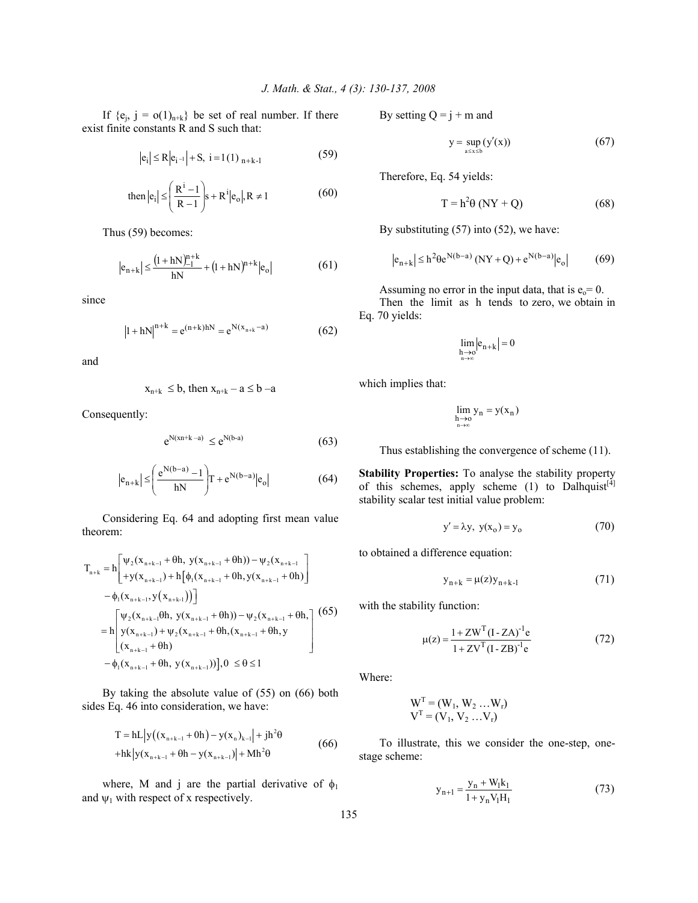If $\{e_j, j = o(1)_{n+k}\}$ be set of real number. If there exist finite constants R and S such that:

$$\left|e_i\right| \le R\left|e_{i-1}\right| + S,\ i = 1(1)_{\ n+k-1} \tag{59}$$

$$\text{then } \left|e_i\right| \le \left(\frac{R^i - 1}{R-1}\right)s + R^i\left|e_o\right|, R \ne 1 \tag{60}$$

Thus (59) becomes:

$$\left|e_{n+k}\right| \le \frac{\left(1+hN\right)^{n+k}_{-1}}{hN} + \left(1+hN\right)^{n+k}\left|e_o\right| \tag{61}$$

since

$$\left|1+hN\right|^{n+k} = e^{(n+k)hN} = e^{N(x_{n+k}-a)} \tag{62}$$

and

$x_{n+k} \le b$, then $x_{n+k} - a \le b - a$

Consequently:

$$e^{N(xn+k-a)} \le e^{N(b-a)} \tag{63}$$

$$\left|e_{n+k}\right| \le \left(\frac{e^{N(b-a)} - 1}{hN}\right)T + e^{N(b-a)}\left|e_o\right| \tag{64}$$

Considering Eq. 64 and adopting first mean value theorem:

$$\begin{aligned} T_{n+k} = h&\begin{bmatrix} \psi_2(x_{n+k-1}+\theta h,\ y(x_{n+k-1}+\theta h)) - \psi_2(x_{n+k-1} \\ +y(x_{n+k-1}) + h\left[\phi_1(x_{n+k-1}+0h, y(x_{n+k-1}+0h)\right.\end{bmatrix} \\ &\left.\left. - \phi_1(x_{n+k-1}, y\left(x_{n+k-1}\right)\right)\right] \\ = h&\begin{bmatrix} \psi_2(x_{n+k-1}\theta h,\ y(x_{n+k-1}+\theta h)) - \psi_2(x_{n+k-1}+\theta h, \\ y(x_{n+k-1}) + \psi_2(x_{n+k-1}+\theta h, (x_{n+k-1}+\theta h, y \\ (x_{n+k-1}+\theta h)\end{bmatrix} \\ &\left. - \phi_1(x_{n+k-1}+\theta h,\ y(x_{n+k-1}))\right], 0 \le \theta \le 1 \end{aligned} \tag{65}$$

By taking the absolute value of (55) on (66) both sides Eq. 46 into consideration, we have:

$$\begin{aligned} T &= hL\left|y\left((x_{n+k-1}+0h\right) - y(x_n)_{k-1}\right| + jh^2\theta \\ &+ hk\left|y(x_{n+k-1}+\theta h - y(x_{n+k-1})\right| + Mh^2\theta \end{aligned} \tag{66}$$

where, M and j are the partial derivative of $\phi_1$ and $\psi_1$ with respect of x respectively.

By setting $Q = j + m$ and

$$y = \sup_{a \le x \le b}(y'(x)) \tag{67}$$

Therefore, Eq. 54 yields:

$$T = h^2\theta\ (NY + Q) \tag{68}$$

By substituting (57) into (52), we have:

$$\left|e_{n+k}\right| \le h^2\theta e^{N(b-a)}\ (NY+Q) + e^{N(b-a)}\left|e_o\right| \tag{69}$$

Assuming no error in the input data, that is $e_o = 0$.

Then the limit as h tends to zero, we obtain in Eq. 70 yields:

$$\lim_{\substack{h \to o \\ n \to \infty}} \left|e_{n+k}\right| = 0$$

which implies that:

$$\lim_{\substack{h \to o \\ n \to \infty}} y_n = y(x_n)$$

Thus establishing the convergence of scheme (11).

**Stability Properties:** To analyse the stability property of this schemes, apply scheme (1) to Dalhquist[4] stability scalar test initial value problem:

$$y' = \lambda y,\ y(x_o) = y_o \tag{70}$$

to obtained a difference equation:

$$y_{n+k} = \mu(z)y_{n+k-1} \tag{71}$$

with the stability function:

$$\mu(z) = \frac{1 + ZW^T(I - ZA)^{-1}e}{1 + ZV^T(I - ZB)^{-1}e} \tag{72}$$

Where:

$W^T = (W_1, W_2 \ldots W_r)$
$V^T = (V_1, V_2 \ldots V_r)$

To illustrate, this we consider the one-step, one-stage scheme:

$$y_{n+1} = \frac{y_n + W_1k_1}{1 + y_nV_1H_1} \tag{73}$$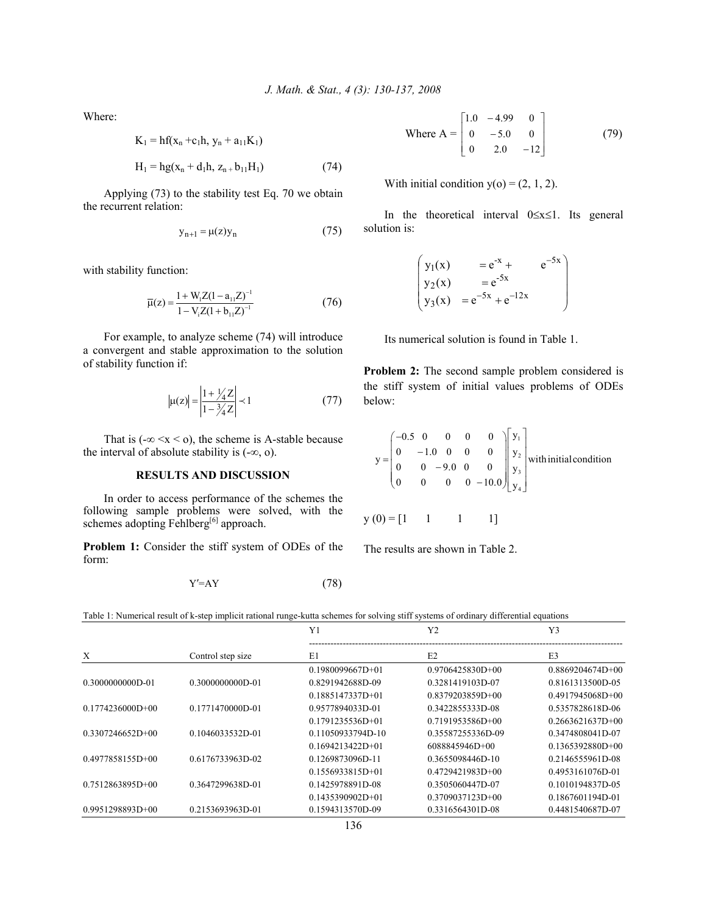Where:

$$K_1 = hf(x_n + c_1 h,\ y_n + a_{11}K_1)$$

$$H_1 = hg(x_n + d_1 h,\ z_{n+} b_{11}H_1) \tag{74}$$

Applying (73) to the stability test Eq. 70 we obtain the recurrent relation:

$$y_{n+1} = \mu(z)y_n \tag{75}$$

with stability function:

$$\overline{\mu}(z) = \frac{1 + W_i Z(1 - a_{11}Z)^{-1}}{1 - V_i Z(1 + b_{11}Z)^{-1}} \tag{76}$$

For example, to analyze scheme (74) will introduce a convergent and stable approximation to the solution of stability function if:

$$|\mu(z)| = \left|\frac{1 + \frac{1}{4}Z}{1 - \frac{3}{4}Z}\right| \prec 1 \tag{77}$$

That is ($-\infty < x <$ o), the scheme is A-stable because the interval of absolute stability is ($-\infty$, o).

## RESULTS AND DISCUSSION

In order to access performance of the schemes the following sample problems were solved, with the schemes adopting Fehlberg[6] approach.

**Problem 1:** Consider the stiff system of ODEs of the form:

$$Y' = AY \tag{78}$$

$$\text{Where } A = \begin{bmatrix} 1.0 & -4.99 & 0 \\ 0 & -5.0 & 0 \\ 0 & 2.0 & -12 \end{bmatrix} \tag{79}$$

With initial condition y(o) = (2, 1, 2).

In the theoretical interval $0 \le x \le 1$. Its general solution is:

$$\begin{pmatrix} y_1(x) & = e^{-x} + & e^{-5x} \\ y_2(x) & = e^{-5x} & \\ y_3(x) & = e^{-5x} + e^{-12x} & \end{pmatrix}$$

Its numerical solution is found in Table 1.

**Problem 2:** The second sample problem considered is the stiff system of initial values problems of ODEs below:

$$y = \begin{pmatrix} -0.5 & 0 & 0 & 0 & 0 \\ 0 & -1.0 & 0 & 0 & 0 \\ 0 & 0 & -9.0 & 0 & 0 \\ 0 & 0 & 0 & 0 & -10.0 \end{pmatrix} \begin{bmatrix} y_1 \\ y_2 \\ y_3 \\ y_4 \end{bmatrix} \text{with initial condition}$$

y (0) = [1 1 1 1]

The results are shown in Table 2.

Table 1: Numerical result of k-step implicit rational runge-kutta schemes for solving stiff systems of ordinary differential equations

| X | Control step size | Y1 / E1 | Y2 / E2 | Y3 / E3 |
|---|---|---|---|---|
| | | 0.1980099667D+01 | 0.9706425830D+00 | 0.8869204674D+00 |
| 0.3000000000D-01 | 0.3000000000D-01 | 0.8291942688D-09 | 0.3281419103D-07 | 0.8161313500D-05 |
| | | 0.1885147337D+01 | 0.8379203859D+00 | 0.4917945068D+00 |
| 0.1774236000D+00 | 0.1771470000D-01 | 0.9577894033D-01 | 0.3422855333D-08 | 0.5357828618D-06 |
| | | 0.1791235536D+01 | 0.7191953586D+00 | 0.2663621637D+00 |
| 0.3307246652D+00 | 0.1046033532D-01 | 0.11050933794D-10 | 0.35587255336D-09 | 0.3474808041D-07 |
| | | 0.1694213422D+01 | 6088845946D+00 | 0.1365392880D+00 |
| 0.4977858155D+00 | 0.6176733963D-02 | 0.1269873096D-11 | 0.3655098446D-10 | 0.2146555961D-08 |
| | | 0.1556933815D+01 | 0.4729421983D+00 | 0.4953161076D-01 |
| 0.7512863895D+00 | 0.3647299638D-01 | 0.1425978891D-08 | 0.3505060447D-07 | 0.1010194837D-05 |
| | | 0.1435390902D+01 | 0.3709037123D+00 | 0.1867601194D-01 |
| 0.9951298893D+00 | 0.2153693963D-01 | 0.1594313570D-09 | 0.3316564301D-08 | 0.4481540687D-07 |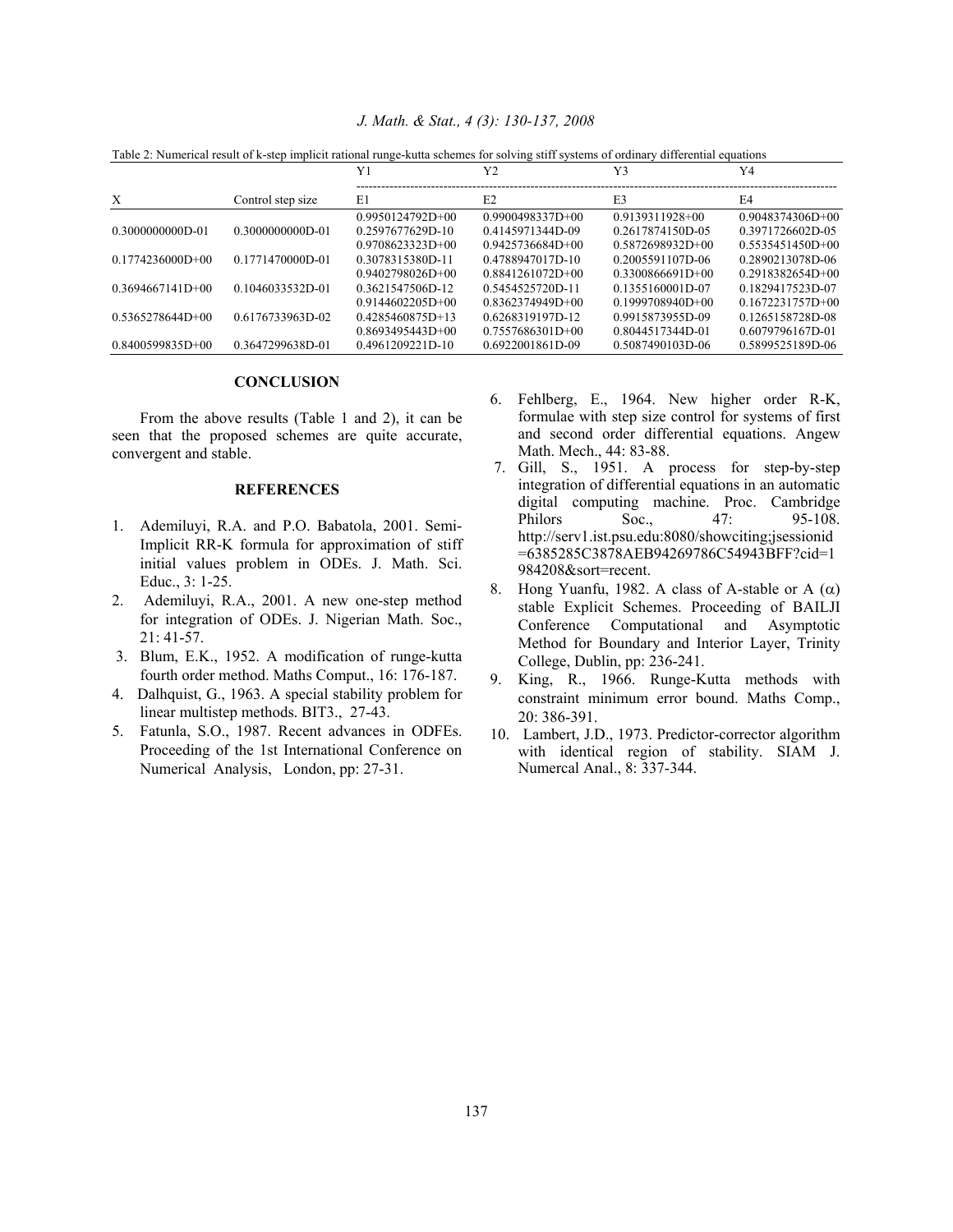Table 2: Numerical result of k-step implicit rational runge-kutta schemes for solving stiff systems of ordinary differential equations

| | | Y1 | Y2 | Y3 | Y4 |
|---|---|---|---|---|---|
| X | Control step size | E1 | E2 | E3 | E4 |
| | | 0.9950124792D+00 | 0.9900498337D+00 | 0.9139311928+00 | 0.9048374306D+00 |
| 0.3000000000D-01 | 0.3000000000D-01 | 0.2597677629D-10 | 0.4145971344D-09 | 0.2617874150D-05 | 0.3971726602D-05 |
| | | 0.9708623323D+00 | 0.9425736684D+00 | 0.5872698932D+00 | 0.5535451450D+00 |
| 0.1774236000D+00 | 0.1771470000D-01 | 0.3078315380D-11 | 0.4788947017D-10 | 0.2005591107D-06 | 0.2890213078D-06 |
| | | 0.9402798026D+00 | 0.8841261072D+00 | 0.3300866691D+00 | 0.2918382654D+00 |
| 0.3694667141D+00 | 0.1046033532D-01 | 0.3621547506D-12 | 0.5454525720D-11 | 0.1355160001D-07 | 0.1829417523D-07 |
| | | 0.9144602205D+00 | 0.8362374949D+00 | 0.1999708940D+00 | 0.1672231757D+00 |
| 0.5365278644D+00 | 0.6176733963D-02 | 0.4285460875D+13 | 0.6268319197D-12 | 0.9915873955D-09 | 0.1265158728D-08 |
| | | 0.8693495443D+00 | 0.7557686301D+00 | 0.8044517344D-01 | 0.6079796167D-01 |
| 0.8400599835D+00 | 0.3647299638D-01 | 0.4961209221D-10 | 0.6922001861D-09 | 0.5087490103D-06 | 0.5899525189D-06 |

## CONCLUSION

From the above results (Table 1 and 2), it can be seen that the proposed schemes are quite accurate, convergent and stable.

## REFERENCES

1. Ademiluyi, R.A. and P.O. Babatola, 2001. Semi-Implicit RR-K formula for approximation of stiff initial values problem in ODEs. J. Math. Sci. Educ., 3: 1-25.
2. Ademiluyi, R.A., 2001. A new one-step method for integration of ODEs. J. Nigerian Math. Soc., 21: 41-57.
3. Blum, E.K., 1952. A modification of runge-kutta fourth order method. Maths Comput., 16: 176-187.
4. Dalhquist, G., 1963. A special stability problem for linear multistep methods. BIT3., 27-43.
5. Fatunla, S.O., 1987. Recent advances in ODFEs. Proceeding of the 1st International Conference on Numerical Analysis, London, pp: 27-31.
6. Fehlberg, E., 1964. New higher order R-K, formulae with step size control for systems of first and second order differential equations. Angew Math. Mech., 44: 83-88.
7. Gill, S., 1951. A process for step-by-step integration of differential equations in an automatic digital computing machine. Proc. Cambridge Philors Soc., 47: 95-108. http://serv1.ist.psu.edu:8080/showciting;jsessionid=6385285C3878AEB94269786C54943BFF?cid=1984208&sort=recent.
8. Hong Yuanfu, 1982. A class of A-stable or A ($\alpha$) stable Explicit Schemes. Proceeding of BAILJI Conference Computational and Asymptotic Method for Boundary and Interior Layer, Trinity College, Dublin, pp: 236-241.
9. King, R., 1966. Runge-Kutta methods with constraint minimum error bound. Maths Comp., 20: 386-391.
10. Lambert, J.D., 1973. Predictor-corrector algorithm with identical region of stability. SIAM J. Numercal Anal., 8: 337-344.